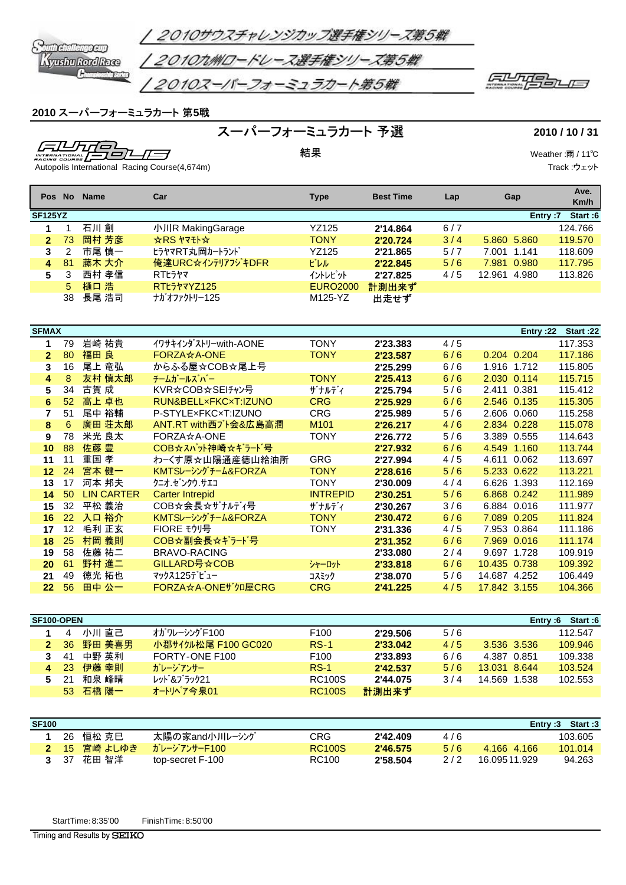/ 2010サウスチャレンジカップ選手権シリーズ第5戦

/ 2010九州ロードレース選手権シリーズ第5戦

/ 2010スーパーフォーミュラカート第5戦

**2010 スーパーフォーミュラカート 第5戦**

# スーパーフォーミュラカート 予選

**2010 / 10 / 31**

## 結果

Autopolis International Racing Course(4,674m)

Weather :雨 / 11℃

Track :ウエット

| Pos | No | Name | Car | Type | Best Time | Lap | Gap | | Ave. Km/h |
|---|---|---|---|---|---|---|---|---|---|
| **SF125YZ** | | | | | | | Entry :7 | Start :6 | |
| 1 | 1 | 石川 創 | 小川R MakingGarage | YZ125 | 2'14.864 | 6 / 7 | | | 124.766 |
| 2 | 73 | 岡村 芳彦 | ☆RS ヤマモト☆ | TONY | 2'20.724 | 3 / 4 | 5.860 | 5.860 | 119.570 |
| 3 | 2 | 市尾 慎一 | ヒラヤマRT丸岡カートランド | YZ125 | 2'21.865 | 5 / 7 | 7.001 | 1.141 | 118.609 |
| 4 | 81 | 藤木 大介 | 俺達URC☆インテリアフジキDFR | ビレル | 2'22.845 | 5 / 6 | 7.981 | 0.980 | 117.795 |
| 5 | 3 | 西村 孝信 | RTヒラヤマ | イントレピット | 2'27.825 | 4 / 5 | 12.961 | 4.980 | 113.826 |
| | 5 | 樋口 浩 | RTヒラヤマYZ125 | EURO2000 | 計測出来ず | | | | |
| | 38 | 長尾 浩司 | ナガオファクトリー125 | M125-YZ | 出走せず | | | | |
| **SFMAX** | | | | | | | Entry :22 | Start :22 | |
| 1 | 79 | 岩崎 祐貴 | イワサキインダストリーwith-AONE | TONY | 2'23.383 | 4 / 5 | | | 117.353 |
| 2 | 80 | 福田 良 | FORZA☆A-ONE | TONY | 2'23.587 | 6 / 6 | 0.204 | 0.204 | 117.186 |
| 3 | 16 | 尾上 竜弘 | からふる屋☆COB☆尾上号 | | 2'25.299 | 6 / 6 | 1.916 | 1.712 | 115.805 |
| 4 | 8 | 友村 慎太郎 | チームガールズバー | TONY | 2'25.413 | 6 / 6 | 2.030 | 0.114 | 115.715 |
| 5 | 34 | 古賀 成 | KVR☆COB☆SEIチャン号 | ザナルディ | 2'25.794 | 5 / 6 | 2.411 | 0.381 | 115.412 |
| 6 | 52 | 高上 卓也 | RUN&BELL×FKC×T:IZUNO | CRG | 2'25.929 | 6 / 6 | 2.546 | 0.135 | 115.305 |
| 7 | 51 | 尾中 裕輔 | P-STYLE×FKC×T:IZUNO | CRG | 2'25.989 | 5 / 6 | 2.606 | 0.060 | 115.258 |
| 8 | 6 | 廣田 荘太郎 | ANT.RT with西ブト会&広島高潤 | M101 | 2'26.217 | 4 / 6 | 2.834 | 0.228 | 115.078 |
| 9 | 78 | 米光 良太 | FORZA☆A-ONE | TONY | 2'26.772 | 5 / 6 | 3.389 | 0.555 | 114.643 |
| 10 | 88 | 佐藤 豊 | COB☆スパッツ神崎☆ギラード号 | | 2'27.932 | 6 / 6 | 4.549 | 1.160 | 113.744 |
| 11 | 11 | 重国 孝 | わーくす原☆山陽通産徳山給油所 | GRG | 2'27.994 | 4 / 5 | 4.611 | 0.062 | 113.697 |
| 12 | 24 | 宮本 健一 | KMTSレーシングチーム&FORZA | TONY | 2'28.616 | 5 / 6 | 5.233 | 0.622 | 113.221 |
| 13 | 17 | 河本 邦夫 | クニオ.ゼンクウ.サエコ | TONY | 2'30.009 | 4 / 4 | 6.626 | 1.393 | 112.169 |
| 14 | 50 | LIN CARTER | Carter Intrepid | INTREPID | 2'30.251 | 5 / 6 | 6.868 | 0.242 | 111.989 |
| 15 | 32 | 平松 義治 | COB☆会長☆ザナルディ号 | ザナルディ | 2'30.267 | 3 / 6 | 6.884 | 0.016 | 111.977 |
| 16 | 22 | 入口 裕介 | KMTSレーシングチーム&FORZA | TONY | 2'30.472 | 6 / 6 | 7.089 | 0.205 | 111.824 |
| 17 | 12 | 毛利 正玄 | FIORE モウリ号 | TONY | 2'31.336 | 4 / 5 | 7.953 | 0.864 | 111.186 |
| 18 | 25 | 村岡 義則 | COB☆副会長☆ギラード号 | | 2'31.352 | 6 / 6 | 7.969 | 0.016 | 111.174 |
| 19 | 58 | 佐藤 祐二 | BRAVO-RACING | | 2'33.080 | 2 / 4 | 9.697 | 1.728 | 109.919 |
| 20 | 61 | 野村 進二 | GILLARD号☆COB | シャーロット | 2'33.818 | 6 / 6 | 10.435 | 0.738 | 109.392 |
| 21 | 49 | 徳光 拓也 | マックス125デビュー | コスミック | 2'38.070 | 5 / 6 | 14.687 | 4.252 | 106.449 |
| 22 | 56 | 田中 公一 | FORZA☆A-ONEザクロ屋CRG | CRG | 2'41.225 | 4 / 5 | 17.842 | 3.155 | 104.366 |
| **SF100-OPEN** | | | | | | | Entry :6 | Start :6 | |
| 1 | 4 | 小川 直己 | オガワレーシングF100 | F100 | 2'29.506 | 5 / 6 | | | 112.547 |
| 2 | 36 | 野田 美喜男 | 小郡サイクル松尾 F100 GC020 | RS-1 | 2'33.042 | 4 / 5 | 3.536 | 3.536 | 109.946 |
| 3 | 41 | 中野 英利 | FORTY-ONE F100 | F100 | 2'33.893 | 6 / 6 | 4.387 | 0.851 | 109.338 |
| 4 | 23 | 伊藤 幸則 | ガレージアンサー | RS-1 | 2'42.537 | 5 / 6 | 13.031 | 8.644 | 103.524 |
| 5 | 21 | 和泉 峰晴 | レッド&ブラック21 | RC100S | 2'44.075 | 3 / 4 | 14.569 | 1.538 | 102.553 |
| | 53 | 石橋 陽一 | オートリペア今泉01 | RC100S | 計測出来ず | | | | |
| **SF100** | | | | | | | Entry :3 | Start :3 | |
| 1 | 26 | 恒松 克巳 | 太陽の家and小川レーシング | CRG | 2'42.409 | 4 / 6 | | | 103.605 |
| 2 | 15 | 宮崎 よしゆき | ガレージアンサーF100 | RC100S | 2'46.575 | 5 / 6 | 4.166 | 4.166 | 101.014 |
| 3 | 37 | 花田 智洋 | top-secret F-100 | RC100 | 2'58.504 | 2 / 2 | 16.095 | 11.929 | 94.263 |

StartTime: 8:35'00　　FinishTime: 8:50'00

Timing and Results by SEIKO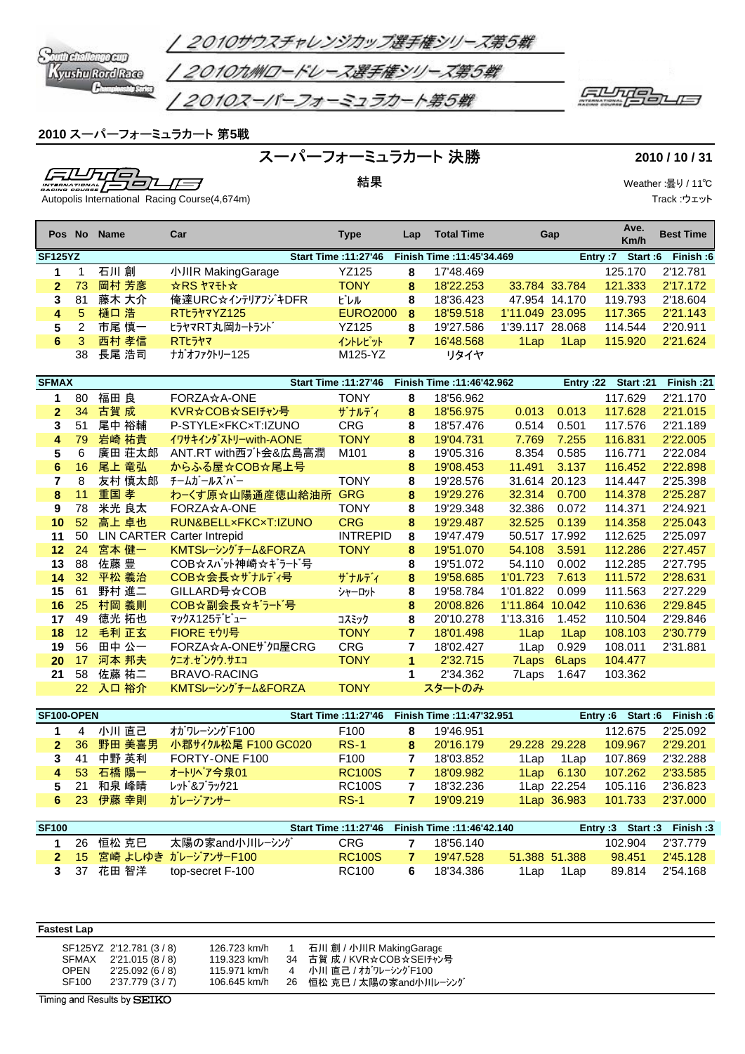/ 2010サウスチャレンジカップ選手権シリーズ第5戦

/ 2010九州ロードレース選手権シリーズ第5戦

/ 2010スーパーフォーミュラカート第5戦

**2010 スーパーフォーミュラカート 第5戦**

# スーパーフォーミュラカート 決勝

**2010 / 10 / 31**

結果

Autopolis International Racing Course(4,674m)

Weather :曇り / 11℃

Track :ウエット

| Pos | No | Name | Car | Type | Lap | Total Time | Gap | | Ave. Km/h | Best Time |
|---|---|---|---|---|---|---|---|---|---|---|
| **SF125YZ** | | | | Start Time :11:27'46 | | Finish Time :11:45'34.469 | | Entry :7 | Start :6 | Finish :6 |
| 1 | 1 | 石川 創 | 小川R MakingGarage | YZ125 | 8 | 17'48.469 | | | 125.170 | 2'12.781 |
| 2 | 73 | 岡村 芳彦 | ☆RS ヤマモト☆ | TONY | 8 | 18'22.253 | 33.784 | 33.784 | 121.333 | 2'17.172 |
| 3 | 81 | 藤木 大介 | 俺達URC☆インテリアフジキDFR | ビレル | 8 | 18'36.423 | 47.954 | 14.170 | 119.793 | 2'18.604 |
| 4 | 5 | 樋口 浩 | RTヒラヤマYZ125 | EURO2000 | 8 | 18'59.518 | 1'11.049 | 23.095 | 117.365 | 2'21.143 |
| 5 | 2 | 市尾 慎一 | ヒラヤマRT丸岡カートランド | YZ125 | 8 | 19'27.586 | 1'39.117 | 28.068 | 114.544 | 2'20.911 |
| 6 | 3 | 西村 孝信 | RTヒラヤマ | イントレピッド | 7 | 16'48.568 | 1Lap | 1Lap | 115.920 | 2'21.624 |
| | 38 | 長尾 浩司 | ナガオファクトリー125 | M125-YZ | | リタイヤ | | | | |
| **SFMAX** | | | | Start Time :11:27'46 | | Finish Time :11:46'42.962 | | Entry :22 | Start :21 | Finish :21 |
| 1 | 80 | 福田 良 | FORZA☆A-ONE | TONY | 8 | 18'56.962 | | | 117.629 | 2'21.170 |
| 2 | 34 | 古賀 成 | KVR☆COB☆SEIチャン号 | ザナルディ | 8 | 18'56.975 | 0.013 | 0.013 | 117.628 | 2'21.015 |
| 3 | 51 | 尾中 裕輔 | P-STYLE×FKC×T:IZUNO | CRG | 8 | 18'57.476 | 0.514 | 0.501 | 117.576 | 2'21.189 |
| 4 | 79 | 岩崎 祐貴 | イワサキインダストリーwith-AONE | TONY | 8 | 19'04.731 | 7.769 | 7.255 | 116.831 | 2'22.005 |
| 5 | 6 | 廣田 荘太郎 | ANT.RT with西プト会&広島高潤 | M101 | 8 | 19'05.316 | 8.354 | 0.585 | 116.771 | 2'22.084 |
| 6 | 16 | 尾上 竜弘 | からふる屋☆COB☆尾上号 | | 8 | 19'08.453 | 11.491 | 3.137 | 116.452 | 2'22.898 |
| 7 | 8 | 友村 慎太郎 | チームガールズバー | TONY | 8 | 19'28.576 | 31.614 | 20.123 | 114.447 | 2'25.398 |
| 8 | 11 | 重国 孝 | わーくす原☆山陽通産徳山給油所 | GRG | 8 | 19'29.276 | 32.314 | 0.700 | 114.378 | 2'25.287 |
| 9 | 78 | 米光 良太 | FORZA☆A-ONE | TONY | 8 | 19'29.348 | 32.386 | 0.072 | 114.371 | 2'24.921 |
| 10 | 52 | 高上 卓也 | RUN&BELL×FKC×T:IZUNO | CRG | 8 | 19'29.487 | 32.525 | 0.139 | 114.358 | 2'25.043 |
| 11 | 50 | LIN CARTER | Carter Intrepid | INTREPID | 8 | 19'47.479 | 50.517 | 17.992 | 112.625 | 2'25.097 |
| 12 | 24 | 宮本 健一 | KMTSレーシングチーム&FORZA | TONY | 8 | 19'51.070 | 54.108 | 3.591 | 112.286 | 2'27.457 |
| 13 | 88 | 佐藤 豊 | COB☆スバット神崎☆ギラード号 | | 8 | 19'51.072 | 54.110 | 0.002 | 112.285 | 2'27.795 |
| 14 | 32 | 平松 義治 | COB☆会長☆ザナルディ号 | ザナルディ | 8 | 19'58.685 | 1'01.723 | 7.613 | 111.572 | 2'28.631 |
| 15 | 61 | 野村 進二 | GILLARD号☆COB | シャーロット | 8 | 19'58.784 | 1'01.822 | 0.099 | 111.563 | 2'27.229 |
| 16 | 25 | 村岡 義則 | COB☆副会長☆ギラード号 | | 8 | 20'08.826 | 1'11.864 | 10.042 | 110.636 | 2'29.845 |
| 17 | 49 | 徳光 拓也 | マックス125デビュー | コスミック | 8 | 20'10.278 | 1'13.316 | 1.452 | 110.504 | 2'29.846 |
| 18 | 12 | 毛利 正玄 | FIORE モウリ号 | TONY | 7 | 18'01.498 | 1Lap | 1Lap | 108.103 | 2'30.779 |
| 19 | 56 | 田中 公一 | FORZA☆A-ONEザクロ屋CRG | CRG | 7 | 18'02.427 | 1Lap | 0.929 | 108.011 | 2'31.881 |
| 20 | 17 | 河本 邦夫 | クニオ.ゼンクウ.サエコ | TONY | 1 | 2'32.715 | 7Laps | 6Laps | 104.477 | |
| 21 | 58 | 佐藤 祐二 | BRAVO-RACING | | 1 | 2'34.362 | 7Laps | 1.647 | 103.362 | |
| | 22 | 入口 裕介 | KMTSレーシングチーム&FORZA | TONY | | スタートのみ | | | | |
| **SF100-OPEN** | | | | Start Time :11:27'46 | | Finish Time :11:47'32.951 | | Entry :6 | Start :6 | Finish :6 |
| 1 | 4 | 小川 直己 | オガワレーシングF100 | F100 | 8 | 19'46.951 | | | 112.675 | 2'25.092 |
| 2 | 36 | 野田 美喜男 | 小郡サイクル松尾 F100 GC020 | RS-1 | 8 | 20'16.179 | 29.228 | 29.228 | 109.967 | 2'29.201 |
| 3 | 41 | 中野 英利 | FORTY-ONE F100 | F100 | 7 | 18'03.852 | 1Lap | 1Lap | 107.869 | 2'32.288 |
| 4 | 53 | 石橋 陽一 | オートリペア今泉01 | RC100S | 7 | 18'09.982 | 1Lap | 6.130 | 107.262 | 2'33.585 |
| 5 | 21 | 和泉 峰晴 | レッド&ブラック21 | RC100S | 7 | 18'32.236 | 1Lap | 22.254 | 105.116 | 2'36.823 |
| 6 | 23 | 伊藤 幸則 | ガレージアンサー | RS-1 | 7 | 19'09.219 | 1Lap | 36.983 | 101.733 | 2'37.000 |
| **SF100** | | | | Start Time :11:27'46 | | Finish Time :11:46'42.140 | | Entry :3 | Start :3 | Finish :3 |
| 1 | 26 | 恒松 克巳 | 太陽の家and小川レーシング | CRG | 7 | 18'56.140 | | | 102.904 | 2'37.779 |
| 2 | 15 | 宮崎 よしゆき | ガレージアンサーF100 | RC100S | 7 | 19'47.528 | 51.388 | 51.388 | 98.451 | 2'45.128 |
| 3 | 37 | 花田 智洋 | top-secret F-100 | RC100 | 6 | 18'34.386 | 1Lap | 1Lap | 89.814 | 2'54.168 |

**Fastest Lap**

| | | | | |
|---|---|---|---|---|
| SF125YZ | 2'12.781 (3 / 8) | 126.723 km/h | 1 | 石川 創 / 小川R MakingGarage |
| SFMAX | 2'21.015 (8 / 8) | 119.323 km/h | 34 | 古賀 成 / KVR☆COB☆SEIチャン号 |
| OPEN | 2'25.092 (6 / 8) | 115.971 km/h | 4 | 小川 直己 / オガワレーシングF100 |
| SF100 | 2'37.779 (3 / 7) | 106.645 km/h | 26 | 恒松 克巳 / 太陽の家and小川レーシング |

Timing and Results by SEIKO